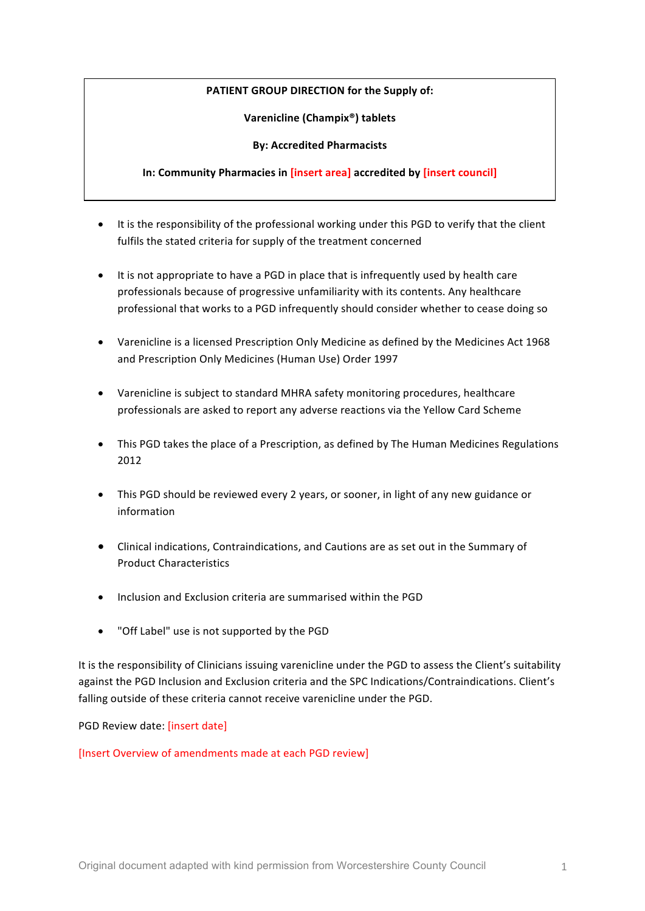**PATIENT GROUP DIRECTION for the Supply of:**

**Varenicline (Champix®) tablets**

**By: Accredited Pharmacists**

**In: Community Pharmacies in [insert area] accredited by [insert council]**

- It is the responsibility of the professional working under this PGD to verify that the client fulfils the stated criteria for supply of the treatment concerned
- It is not appropriate to have a PGD in place that is infrequently used by health care professionals because of progressive unfamiliarity with its contents. Any healthcare professional that works to a PGD infrequently should consider whether to cease doing so
- Varenicline is a licensed Prescription Only Medicine as defined by the Medicines Act 1968 and Prescription Only Medicines (Human Use) Order 1997
- Varenicline is subject to standard MHRA safety monitoring procedures, healthcare professionals are asked to report any adverse reactions via the Yellow Card Scheme
- This PGD takes the place of a Prescription, as defined by The Human Medicines Regulations 2012
- This PGD should be reviewed every 2 years, or sooner, in light of any new guidance or information
- Clinical indications, Contraindications, and Cautions are as set out in the Summary of Product Characteristics
- Inclusion and Exclusion criteria are summarised within the PGD
- "Off Label" use is not supported by the PGD

It is the responsibility of Clinicians issuing varenicline under the PGD to assess the Client's suitability against the PGD Inclusion and Exclusion criteria and the SPC Indications/Contraindications. Client's falling outside of these criteria cannot receive varenicline under the PGD.

PGD Review date: [insert date]

[Insert Overview of amendments made at each PGD review]

Original document adapted with kind permission from Worcestershire County Council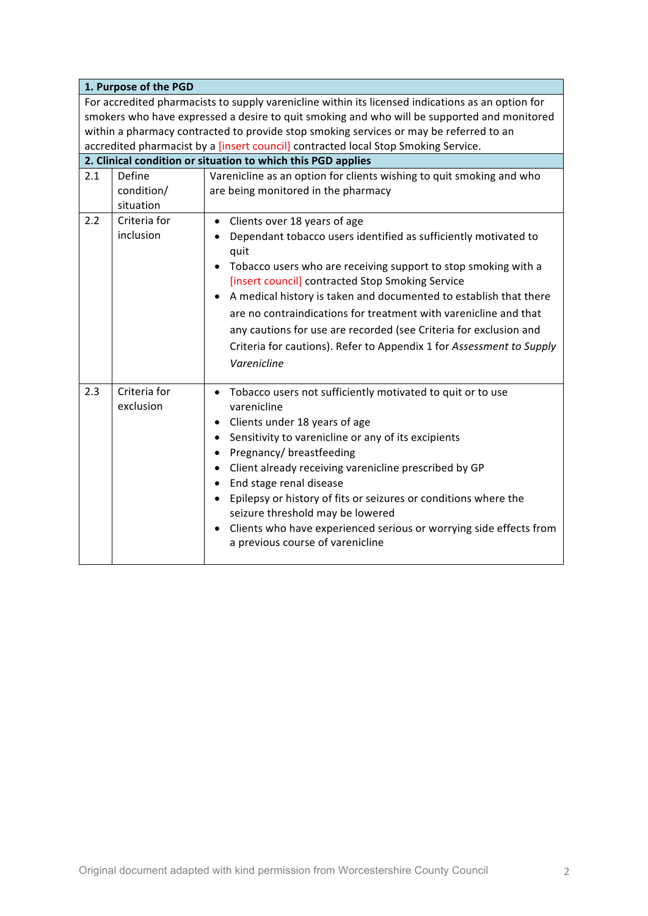| 1. Purpose of the PGD | | |
|---|---|---|
| For accredited pharmacists to supply varenicline within its licensed indications as an option for smokers who have expressed a desire to quit smoking and who will be supported and monitored within a pharmacy contracted to provide stop smoking services or may be referred to an accredited pharmacist by a [insert council] contracted local Stop Smoking Service. | | |
| **2. Clinical condition or situation to which this PGD applies** | | |
| 2.1 | Define condition/ situation | Varenicline as an option for clients wishing to quit smoking and who are being monitored in the pharmacy |
| 2.2 | Criteria for inclusion | • Clients over 18 years of age<br>• Dependant tobacco users identified as sufficiently motivated to quit<br>• Tobacco users who are receiving support to stop smoking with a [insert council] contracted Stop Smoking Service<br>• A medical history is taken and documented to establish that there are no contraindications for treatment with varenicline and that any cautions for use are recorded (see Criteria for exclusion and Criteria for cautions). Refer to Appendix 1 for *Assessment to Supply Varenicline* |
| 2.3 | Criteria for exclusion | • Tobacco users not sufficiently motivated to quit or to use varenicline<br>• Clients under 18 years of age<br>• Sensitivity to varenicline or any of its excipients<br>• Pregnancy/ breastfeeding<br>• Client already receiving varenicline prescribed by GP<br>• End stage renal disease<br>• Epilepsy or history of fits or seizures or conditions where the seizure threshold may be lowered<br>• Clients who have experienced serious or worrying side effects from a previous course of varenicline |

Original document adapted with kind permission from Worcestershire County Council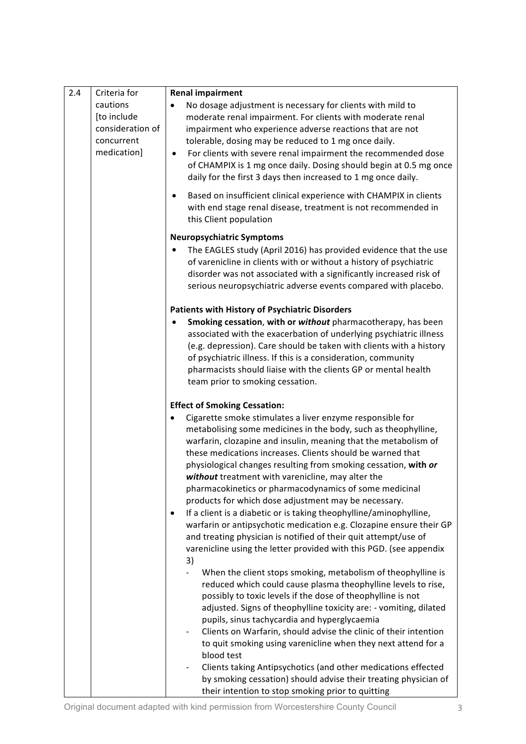| 2.4 | Criteria for cautions [to include consideration of concurrent medication] | **Renal impairment**<br>• No dosage adjustment is necessary for clients with mild to moderate renal impairment. For clients with moderate renal impairment who experience adverse reactions that are not tolerable, dosing may be reduced to 1 mg once daily.<br>• For clients with severe renal impairment the recommended dose of CHAMPIX is 1 mg once daily. Dosing should begin at 0.5 mg once daily for the first 3 days then increased to 1 mg once daily.<br>• Based on insufficient clinical experience with CHAMPIX in clients with end stage renal disease, treatment is not recommended in this Client population<br><br>**Neuropsychiatric Symptoms**<br>• The EAGLES study (April 2016) has provided evidence that the use of varenicline in clients with or without a history of psychiatric disorder was not associated with a significantly increased risk of serious neuropsychiatric adverse events compared with placebo.<br><br>**Patients with History of Psychiatric Disorders**<br>• **Smoking cessation**, **with or *without*** pharmacotherapy, has been associated with the exacerbation of underlying psychiatric illness (e.g. depression). Care should be taken with clients with a history of psychiatric illness. If this is a consideration, community pharmacists should liaise with the clients GP or mental health team prior to smoking cessation.<br><br>**Effect of Smoking Cessation:**<br>• Cigarette smoke stimulates a liver enzyme responsible for metabolising some medicines in the body, such as theophylline, warfarin, clozapine and insulin, meaning that the metabolism of these medications increases. Clients should be warned that physiological changes resulting from smoking cessation, **with *or without*** treatment with varenicline, may alter the pharmacokinetics or pharmacodynamics of some medicinal products for which dose adjustment may be necessary.<br>• If a client is a diabetic or is taking theophylline/aminophylline, warfarin or antipsychotic medication e.g. Clozapine ensure their GP and treating physician is notified of their quit attempt/use of varenicline using the letter provided with this PGD. (see appendix 3)<br>  - When the client stops smoking, metabolism of theophylline is reduced which could cause plasma theophylline levels to rise, possibly to toxic levels if the dose of theophylline is not adjusted. Signs of theophylline toxicity are: - vomiting, dilated pupils, sinus tachycardia and hyperglycaemia<br>  - Clients on Warfarin, should advise the clinic of their intention to quit smoking using varenicline when they next attend for a blood test<br>  - Clients taking Antipsychotics (and other medications effected by smoking cessation) should advise their treating physician of their intention to stop smoking prior to quitting |
|---|---|---|

Original document adapted with kind permission from Worcestershire County Council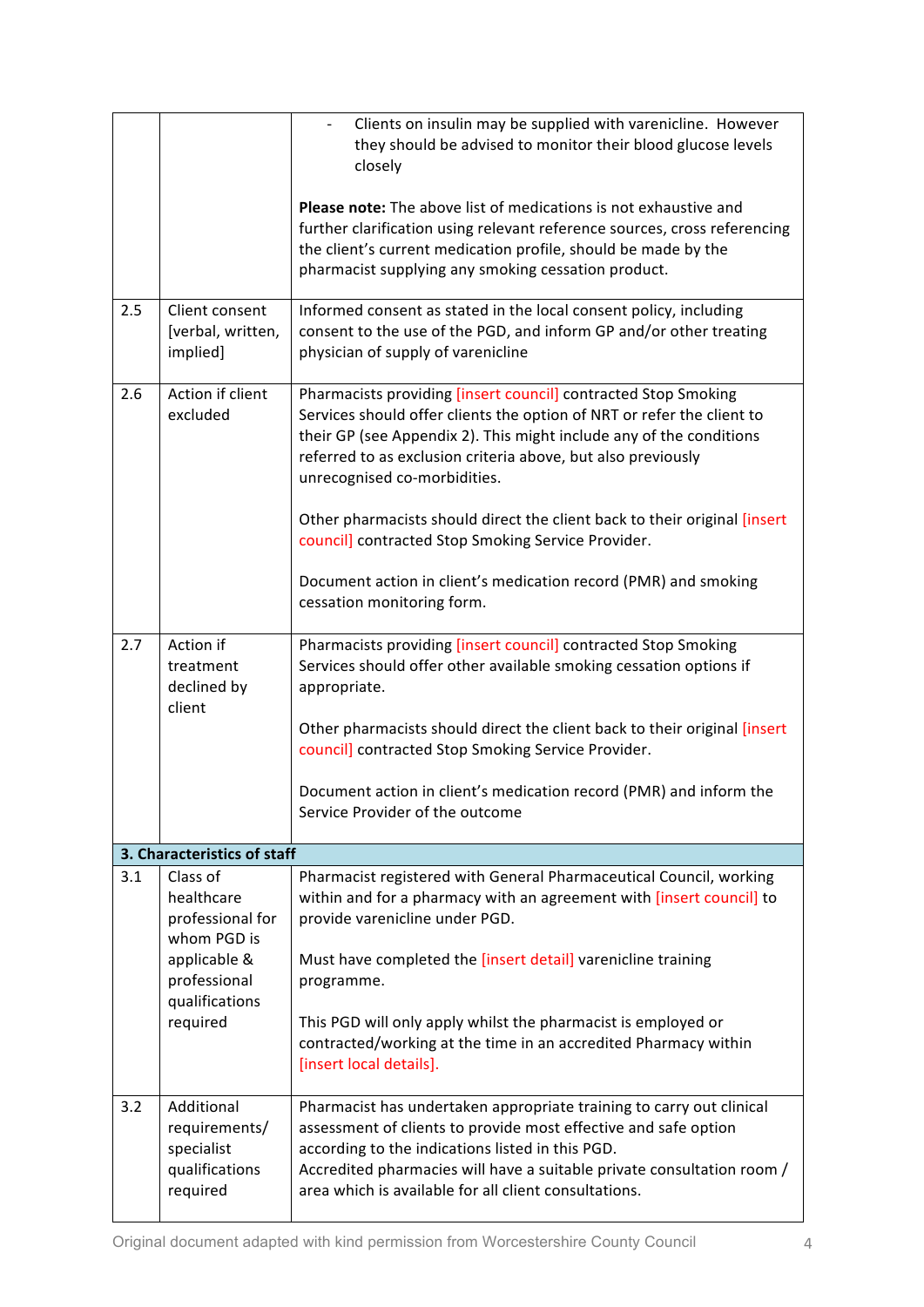| | | |
|---|---|---|
| | | - Clients on insulin may be supplied with varenicline. However they should be advised to monitor their blood glucose levels closely<br><br>**Please note:** The above list of medications is not exhaustive and further clarification using relevant reference sources, cross referencing the client's current medication profile, should be made by the pharmacist supplying any smoking cessation product. |
| 2.5 | Client consent [verbal, written, implied] | Informed consent as stated in the local consent policy, including consent to the use of the PGD, and inform GP and/or other treating physician of supply of varenicline |
| 2.6 | Action if client excluded | Pharmacists providing [insert council] contracted Stop Smoking Services should offer clients the option of NRT or refer the client to their GP (see Appendix 2). This might include any of the conditions referred to as exclusion criteria above, but also previously unrecognised co-morbidities.<br><br>Other pharmacists should direct the client back to their original [insert council] contracted Stop Smoking Service Provider.<br><br>Document action in client's medication record (PMR) and smoking cessation monitoring form. |
| 2.7 | Action if treatment declined by client | Pharmacists providing [insert council] contracted Stop Smoking Services should offer other available smoking cessation options if appropriate.<br><br>Other pharmacists should direct the client back to their original [insert council] contracted Stop Smoking Service Provider.<br><br>Document action in client's medication record (PMR) and inform the Service Provider of the outcome |
| **3. Characteristics of staff** | | |
| 3.1 | Class of healthcare professional for whom PGD is applicable & professional qualifications required | Pharmacist registered with General Pharmaceutical Council, working within and for a pharmacy with an agreement with [insert council] to provide varenicline under PGD.<br><br>Must have completed the [insert detail] varenicline training programme.<br><br>This PGD will only apply whilst the pharmacist is employed or contracted/working at the time in an accredited Pharmacy within [insert local details]. |
| 3.2 | Additional requirements/ specialist qualifications required | Pharmacist has undertaken appropriate training to carry out clinical assessment of clients to provide most effective and safe option according to the indications listed in this PGD.<br>Accredited pharmacies will have a suitable private consultation room / area which is available for all client consultations. |

Original document adapted with kind permission from Worcestershire County Council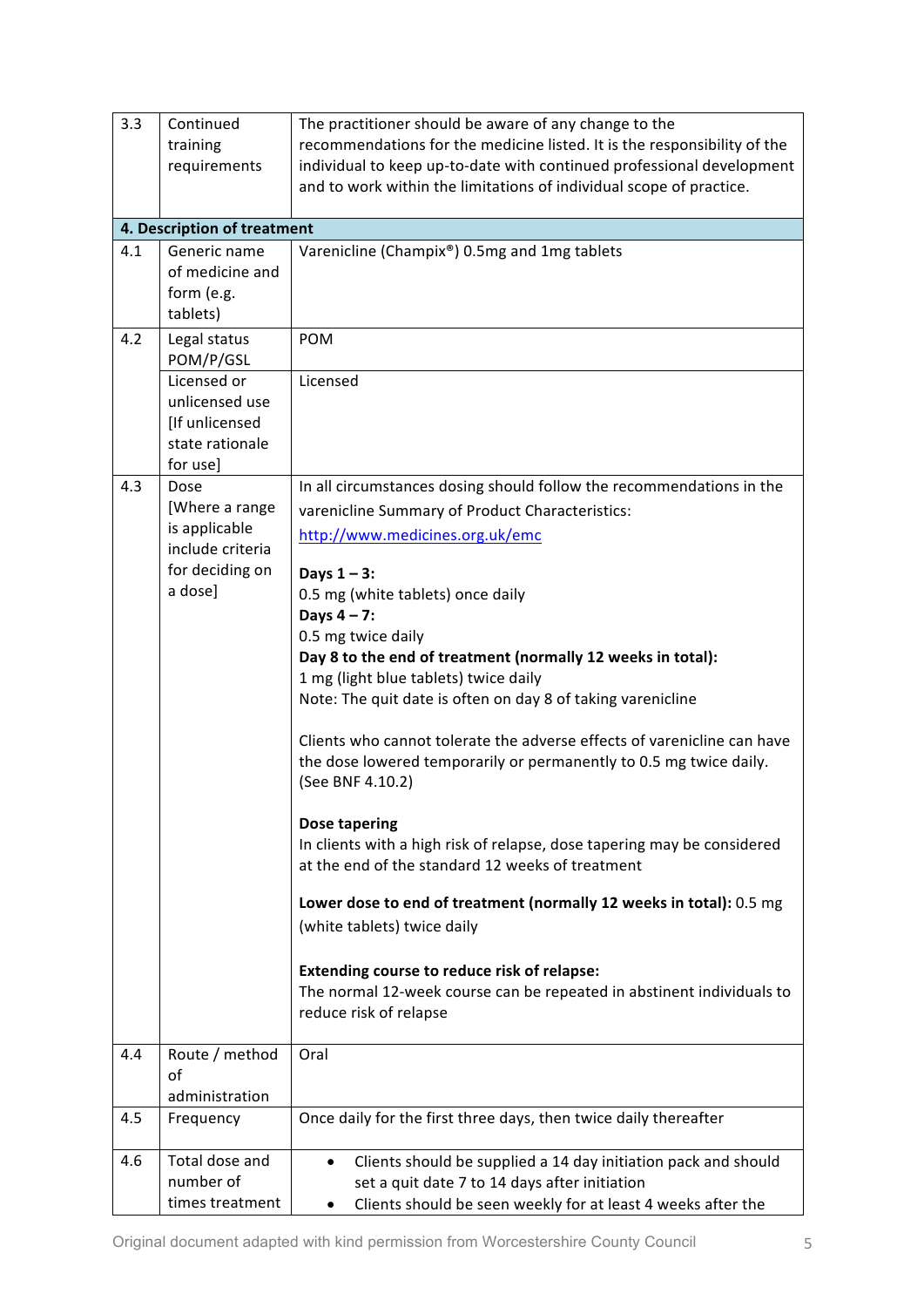| | | |
|---|---|---|
| 3.3 | Continued training requirements | The practitioner should be aware of any change to the recommendations for the medicine listed. It is the responsibility of the individual to keep up-to-date with continued professional development and to work within the limitations of individual scope of practice. |
| **4. Description of treatment** | | |
| 4.1 | Generic name of medicine and form (e.g. tablets) | Varenicline (Champix®) 0.5mg and 1mg tablets |
| 4.2 | Legal status POM/P/GSL | POM |
| | Licensed or unlicensed use [If unlicensed state rationale for use] | Licensed |
| 4.3 | Dose [Where a range is applicable include criteria for deciding on a dose] | In all circumstances dosing should follow the recommendations in the varenicline Summary of Product Characteristics: http://www.medicines.org.uk/emc<br><br>**Days 1 – 3:**<br>0.5 mg (white tablets) once daily<br>**Days 4 – 7:**<br>0.5 mg twice daily<br>**Day 8 to the end of treatment (normally 12 weeks in total):**<br>1 mg (light blue tablets) twice daily<br>Note: The quit date is often on day 8 of taking varenicline<br><br>Clients who cannot tolerate the adverse effects of varenicline can have the dose lowered temporarily or permanently to 0.5 mg twice daily. (See BNF 4.10.2)<br><br>**Dose tapering**<br>In clients with a high risk of relapse, dose tapering may be considered at the end of the standard 12 weeks of treatment<br><br>**Lower dose to end of treatment (normally 12 weeks in total):** 0.5 mg (white tablets) twice daily<br><br>**Extending course to reduce risk of relapse:**<br>The normal 12-week course can be repeated in abstinent individuals to reduce risk of relapse |
| 4.4 | Route / method of administration | Oral |
| 4.5 | Frequency | Once daily for the first three days, then twice daily thereafter |
| 4.6 | Total dose and number of times treatment | • Clients should be supplied a 14 day initiation pack and should set a quit date 7 to 14 days after initiation<br>• Clients should be seen weekly for at least 4 weeks after the |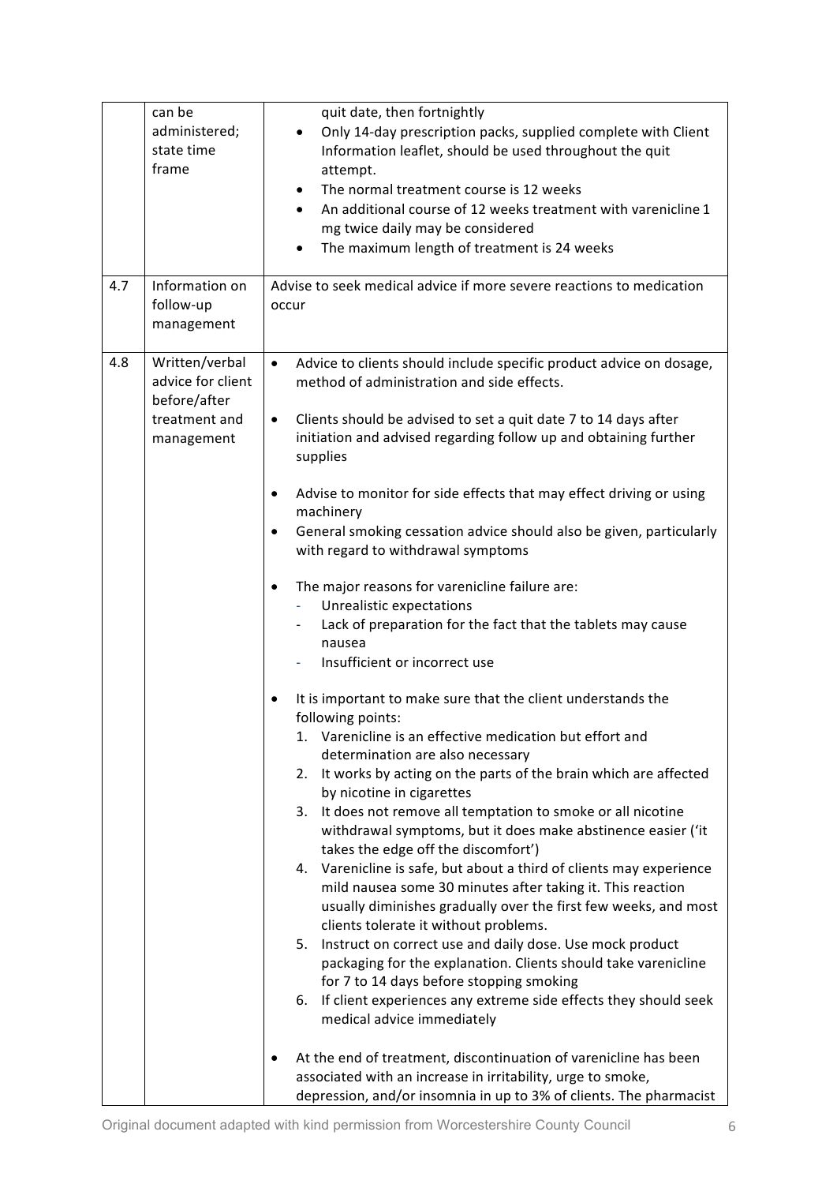|  |  |  |
|---|---|---|
|  | can be administered; state time frame | quit date, then fortnightly<br>• Only 14-day prescription packs, supplied complete with Client Information leaflet, should be used throughout the quit attempt.<br>• The normal treatment course is 12 weeks<br>• An additional course of 12 weeks treatment with varenicline 1 mg twice daily may be considered<br>• The maximum length of treatment is 24 weeks |
| 4.7 | Information on follow-up management | Advise to seek medical advice if more severe reactions to medication occur |
| 4.8 | Written/verbal advice for client before/after treatment and management | • Advice to clients should include specific product advice on dosage, method of administration and side effects.<br>• Clients should be advised to set a quit date 7 to 14 days after initiation and advised regarding follow up and obtaining further supplies<br>• Advise to monitor for side effects that may effect driving or using machinery<br>• General smoking cessation advice should also be given, particularly with regard to withdrawal symptoms<br>• The major reasons for varenicline failure are:<br>  - Unrealistic expectations<br>  - Lack of preparation for the fact that the tablets may cause nausea<br>  - Insufficient or incorrect use<br>• It is important to make sure that the client understands the following points:<br>  1. Varenicline is an effective medication but effort and determination are also necessary<br>  2. It works by acting on the parts of the brain which are affected by nicotine in cigarettes<br>  3. It does not remove all temptation to smoke or all nicotine withdrawal symptoms, but it does make abstinence easier ('it takes the edge off the discomfort')<br>  4. Varenicline is safe, but about a third of clients may experience mild nausea some 30 minutes after taking it. This reaction usually diminishes gradually over the first few weeks, and most clients tolerate it without problems.<br>  5. Instruct on correct use and daily dose. Use mock product packaging for the explanation. Clients should take varenicline for 7 to 14 days before stopping smoking<br>  6. If client experiences any extreme side effects they should seek medical advice immediately<br>• At the end of treatment, discontinuation of varenicline has been associated with an increase in irritability, urge to smoke, depression, and/or insomnia in up to 3% of clients. The pharmacist |

Original document adapted with kind permission from Worcestershire County Council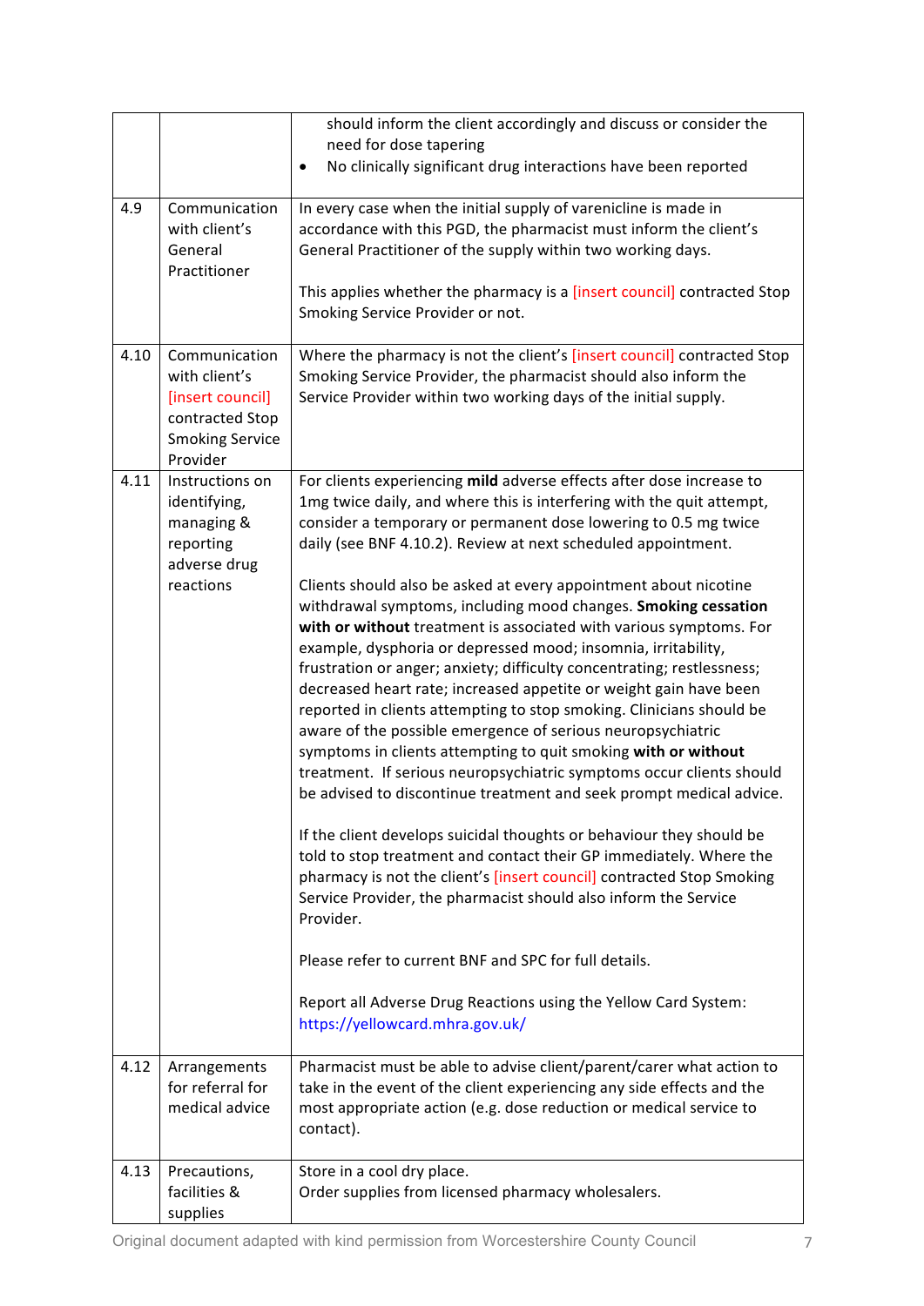| | | |
|---|---|---|
| | | should inform the client accordingly and discuss or consider the need for dose tapering<br>• No clinically significant drug interactions have been reported |
| 4.9 | Communication with client's General Practitioner | In every case when the initial supply of varenicline is made in accordance with this PGD, the pharmacist must inform the client's General Practitioner of the supply within two working days.<br><br>This applies whether the pharmacy is a [insert council] contracted Stop Smoking Service Provider or not. |
| 4.10 | Communication with client's [insert council] contracted Stop Smoking Service Provider | Where the pharmacy is not the client's [insert council] contracted Stop Smoking Service Provider, the pharmacist should also inform the Service Provider within two working days of the initial supply. |
| 4.11 | Instructions on identifying, managing & reporting adverse drug reactions | For clients experiencing **mild** adverse effects after dose increase to 1mg twice daily, and where this is interfering with the quit attempt, consider a temporary or permanent dose lowering to 0.5 mg twice daily (see BNF 4.10.2). Review at next scheduled appointment.<br><br>Clients should also be asked at every appointment about nicotine withdrawal symptoms, including mood changes. **Smoking cessation with or without** treatment is associated with various symptoms. For example, dysphoria or depressed mood; insomnia, irritability, frustration or anger; anxiety; difficulty concentrating; restlessness; decreased heart rate; increased appetite or weight gain have been reported in clients attempting to stop smoking. Clinicians should be aware of the possible emergence of serious neuropsychiatric symptoms in clients attempting to quit smoking **with or without** treatment. If serious neuropsychiatric symptoms occur clients should be advised to discontinue treatment and seek prompt medical advice.<br><br>If the client develops suicidal thoughts or behaviour they should be told to stop treatment and contact their GP immediately. Where the pharmacy is not the client's [insert council] contracted Stop Smoking Service Provider, the pharmacist should also inform the Service Provider.<br><br>Please refer to current BNF and SPC for full details.<br><br>Report all Adverse Drug Reactions using the Yellow Card System: https://yellowcard.mhra.gov.uk/ |
| 4.12 | Arrangements for referral for medical advice | Pharmacist must be able to advise client/parent/carer what action to take in the event of the client experiencing any side effects and the most appropriate action (e.g. dose reduction or medical service to contact). |
| 4.13 | Precautions, facilities & supplies | Store in a cool dry place.<br>Order supplies from licensed pharmacy wholesalers. |

Original document adapted with kind permission from Worcestershire County Council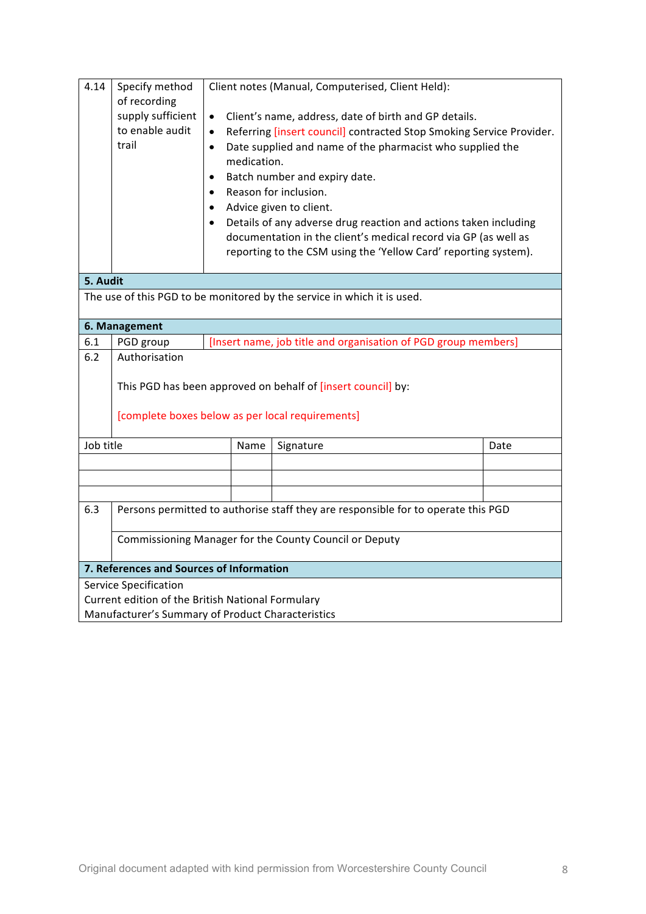| 4.14 | Specify method of recording supply sufficient to enable audit trail | Client notes (Manual, Computerised, Client Held):<br><br>• Client's name, address, date of birth and GP details.<br>• Referring [insert council] contracted Stop Smoking Service Provider.<br>• Date supplied and name of the pharmacist who supplied the medication.<br>• Batch number and expiry date.<br>• Reason for inclusion.<br>• Advice given to client.<br>• Details of any adverse drug reaction and actions taken including documentation in the client's medical record via GP (as well as reporting to the CSM using the 'Yellow Card' reporting system). |
|---|---|---|

## 5. Audit

The use of this PGD to be monitored by the service in which it is used.

## 6. Management

| | | |
|---|---|---|
| 6.1 | PGD group | [Insert name, job title and organisation of PGD group members] |
| 6.2 | Authorisation<br><br>This PGD has been approved on behalf of [insert council] by:<br><br>[complete boxes below as per local requirements] | |

| Job title | Name | Signature | Date |
|---|---|---|---|
| | | | |
| | | | |
| | | | |

| | |
|---|---|
| 6.3 | Persons permitted to authorise staff they are responsible for to operate this PGD |
| | Commissioning Manager for the County Council or Deputy |

## 7. References and Sources of Information

Service Specification
Current edition of the British National Formulary
Manufacturer's Summary of Product Characteristics

Original document adapted with kind permission from Worcestershire County Council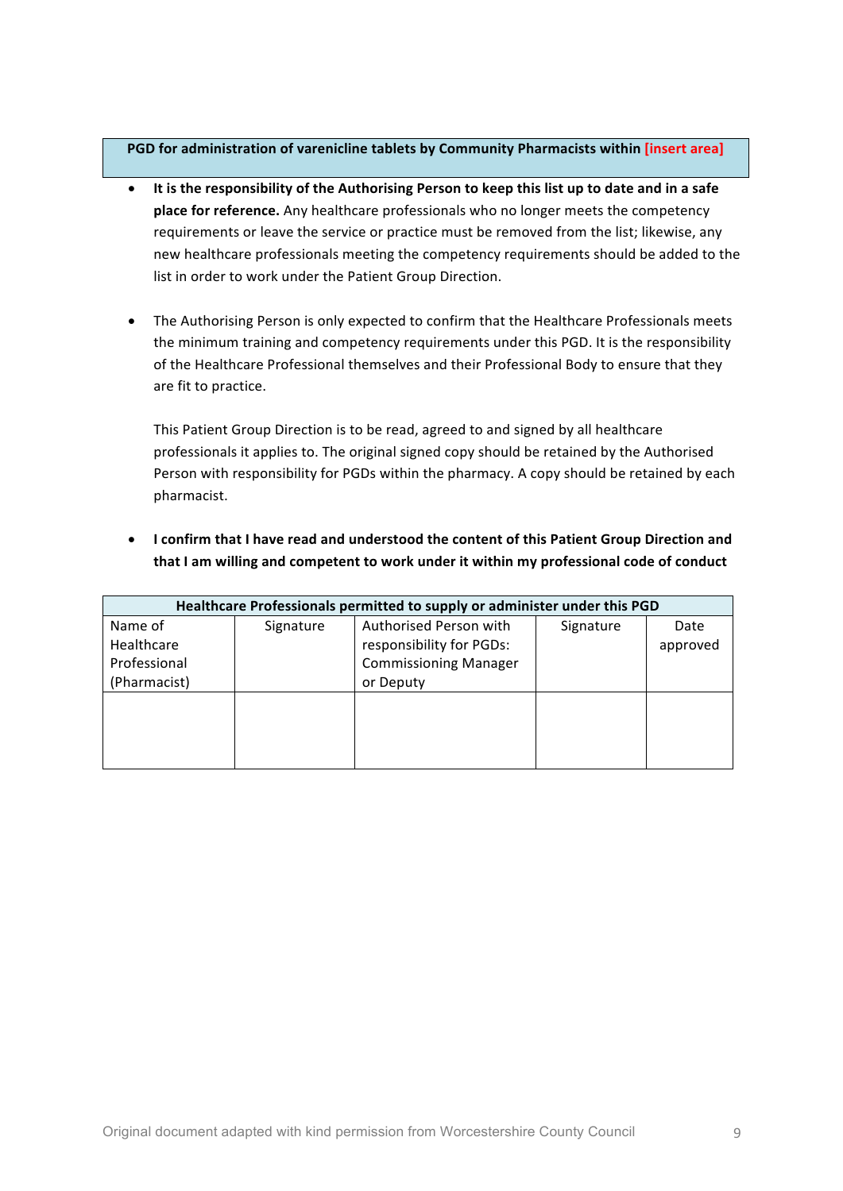**PGD for administration of varenicline tablets by Community Pharmacists within [insert area]**

- **It is the responsibility of the Authorising Person to keep this list up to date and in a safe place for reference.** Any healthcare professionals who no longer meets the competency requirements or leave the service or practice must be removed from the list; likewise, any new healthcare professionals meeting the competency requirements should be added to the list in order to work under the Patient Group Direction.

- The Authorising Person is only expected to confirm that the Healthcare Professionals meets the minimum training and competency requirements under this PGD. It is the responsibility of the Healthcare Professional themselves and their Professional Body to ensure that they are fit to practice.

  This Patient Group Direction is to be read, agreed to and signed by all healthcare professionals it applies to. The original signed copy should be retained by the Authorised Person with responsibility for PGDs within the pharmacy. A copy should be retained by each pharmacist.

- **I confirm that I have read and understood the content of this Patient Group Direction and that I am willing and competent to work under it within my professional code of conduct**

| **Healthcare Professionals permitted to supply or administer under this PGD** | | | | |
|---|---|---|---|---|
| Name of Healthcare Professional (Pharmacist) | Signature | Authorised Person with responsibility for PGDs: Commissioning Manager or Deputy | Signature | Date approved |
| | | | | |

Original document adapted with kind permission from Worcestershire County Council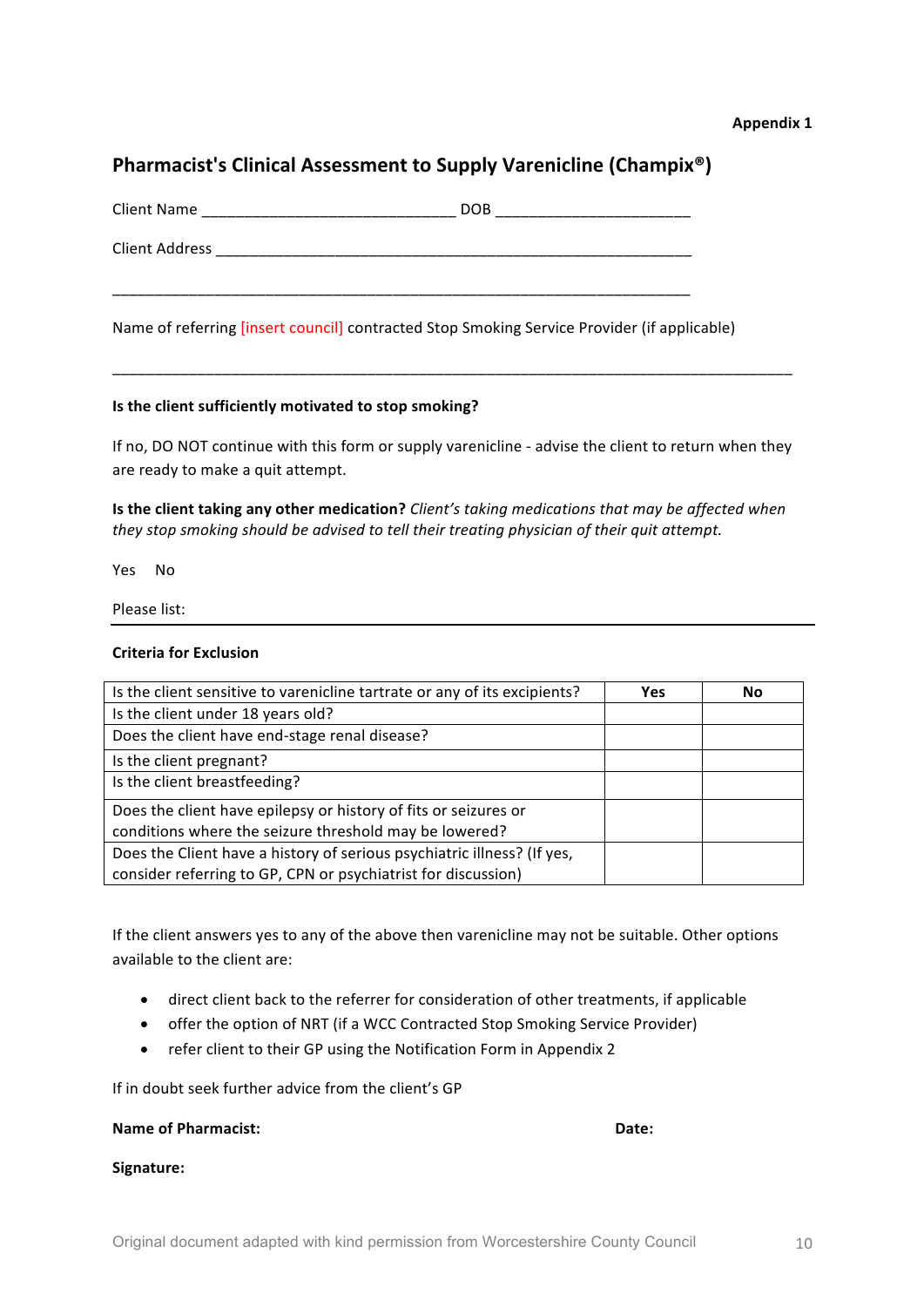**Appendix 1**

## Pharmacist's Clinical Assessment to Supply Varenicline (Champix®)

Client Name ______________________________ DOB _______________________

Client Address ___________________________________________________________

____________________________________________________________________

Name of referring [insert council] contracted Stop Smoking Service Provider (if applicable)

________________________________________________________________________________

**Is the client sufficiently motivated to stop smoking?**

If no, DO NOT continue with this form or supply varenicline - advise the client to return when they are ready to make a quit attempt.

**Is the client taking any other medication?** *Client's taking medications that may be affected when they stop smoking should be advised to tell their treating physician of their quit attempt.*

Yes No

Please list:

---

**Criteria for Exclusion**

| Is the client sensitive to varenicline tartrate or any of its excipients? | Yes | No |
|---|---|---|
| Is the client under 18 years old? | | |
| Does the client have end-stage renal disease? | | |
| Is the client pregnant? | | |
| Is the client breastfeeding? | | |
| Does the client have epilepsy or history of fits or seizures or conditions where the seizure threshold may be lowered? | | |
| Does the Client have a history of serious psychiatric illness? (If yes, consider referring to GP, CPN or psychiatrist for discussion) | | |

If the client answers yes to any of the above then varenicline may not be suitable. Other options available to the client are:

- direct client back to the referrer for consideration of other treatments, if applicable
- offer the option of NRT (if a WCC Contracted Stop Smoking Service Provider)
- refer client to their GP using the Notification Form in Appendix 2

If in doubt seek further advice from the client's GP

**Name of Pharmacist:** **Date:**

**Signature:**

Original document adapted with kind permission from Worcestershire County Council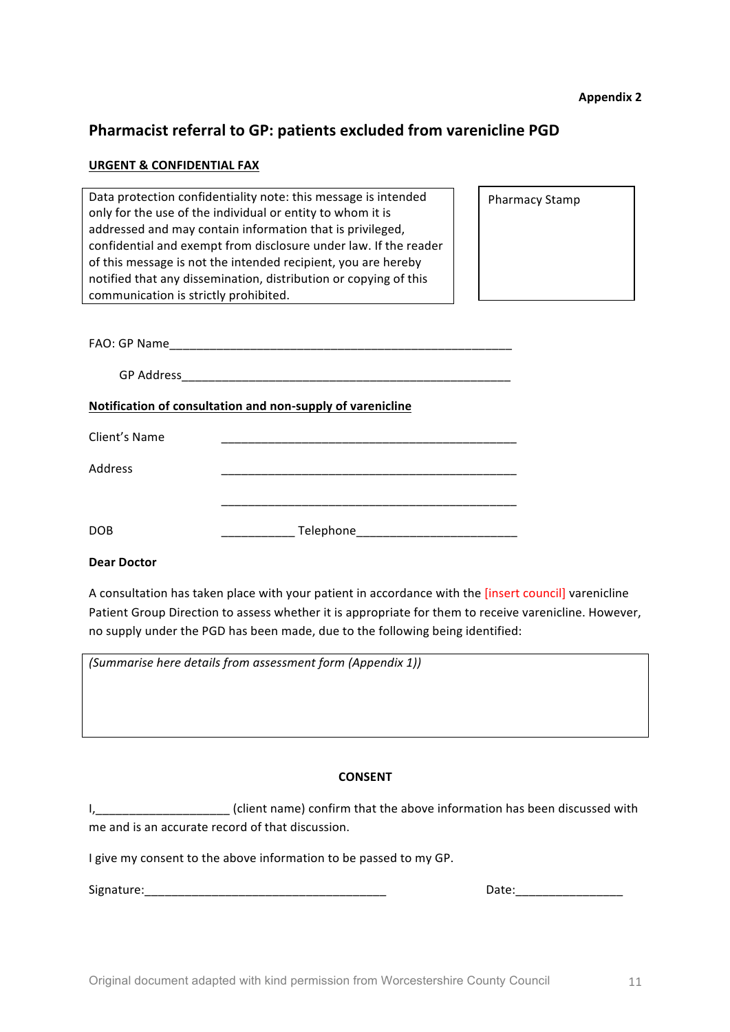**Appendix 2**

## Pharmacist referral to GP: patients excluded from varenicline PGD

**URGENT & CONFIDENTIAL FAX**

| Data protection confidentiality note: this message is intended only for the use of the individual or entity to whom it is addressed and may contain information that is privileged, confidential and exempt from disclosure under law. If the reader of this message is not the intended recipient, you are hereby notified that any dissemination, distribution or copying of this communication is strictly prohibited. | Pharmacy Stamp |
|---|---|

FAO: GP Name_____________________________________________________

GP Address_____________________________________________________

**Notification of consultation and non-supply of varenicline**

Client's Name _____________________________________________

Address _____________________________________________

_____________________________________________

DOB ___________ Telephone________________________

**Dear Doctor**

A consultation has taken place with your patient in accordance with the [insert council] varenicline Patient Group Direction to assess whether it is appropriate for them to receive varenicline. However, no supply under the PGD has been made, due to the following being identified:

| *(Summarise here details from assessment form (Appendix 1))* |
|---|
| |

**CONSENT**

I,____________________ (client name) confirm that the above information has been discussed with me and is an accurate record of that discussion.

I give my consent to the above information to be passed to my GP.

Signature:____________________________________ Date:________________

Original document adapted with kind permission from Worcestershire County Council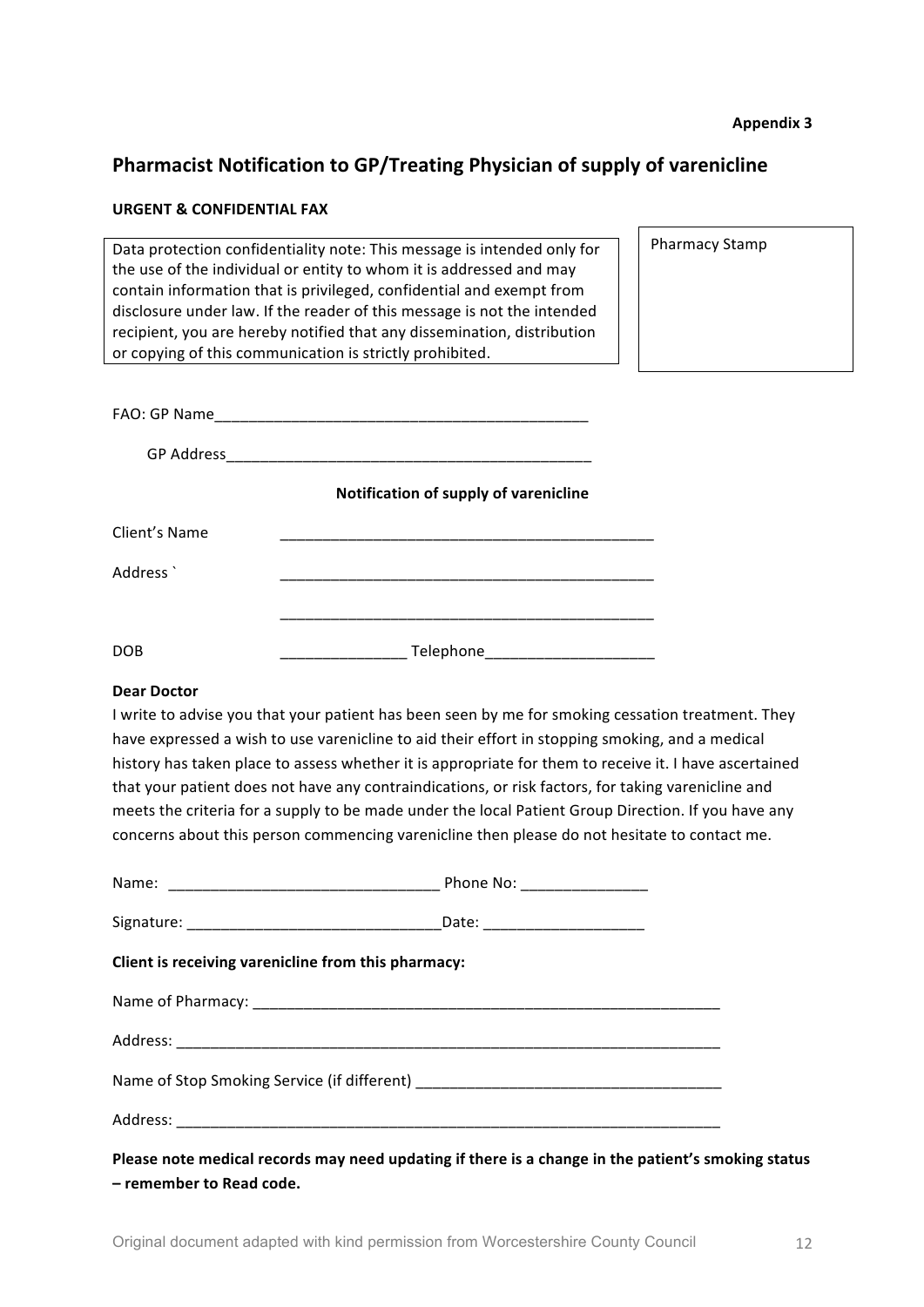**Appendix 3**

## Pharmacist Notification to GP/Treating Physician of supply of varenicline

**URGENT & CONFIDENTIAL FAX**

Data protection confidentiality note: This message is intended only for the use of the individual or entity to whom it is addressed and may contain information that is privileged, confidential and exempt from disclosure under law. If the reader of this message is not the intended recipient, you are hereby notified that any dissemination, distribution or copying of this communication is strictly prohibited.

Pharmacy Stamp

FAO: GP Name_____________________________________________

GP Address_____________________________________________

**Notification of supply of varenicline**

Client's Name _____________________________________________

Address ` _____________________________________________

_____________________________________________

DOB _______________ Telephone____________________

**Dear Doctor**

I write to advise you that your patient has been seen by me for smoking cessation treatment. They have expressed a wish to use varenicline to aid their effort in stopping smoking, and a medical history has taken place to assess whether it is appropriate for them to receive it. I have ascertained that your patient does not have any contraindications, or risk factors, for taking varenicline and meets the criteria for a supply to be made under the local Patient Group Direction. If you have any concerns about this person commencing varenicline then please do not hesitate to contact me.

Name: ________________________________ Phone No: _______________

Signature: ______________________________Date: ___________________

**Client is receiving varenicline from this pharmacy:**

Name of Pharmacy: _________________________________________________________

Address: _________________________________________________________________

Name of Stop Smoking Service (if different) ____________________________________

Address: _________________________________________________________________

**Please note medical records may need updating if there is a change in the patient's smoking status – remember to Read code.**

Original document adapted with kind permission from Worcestershire County Council